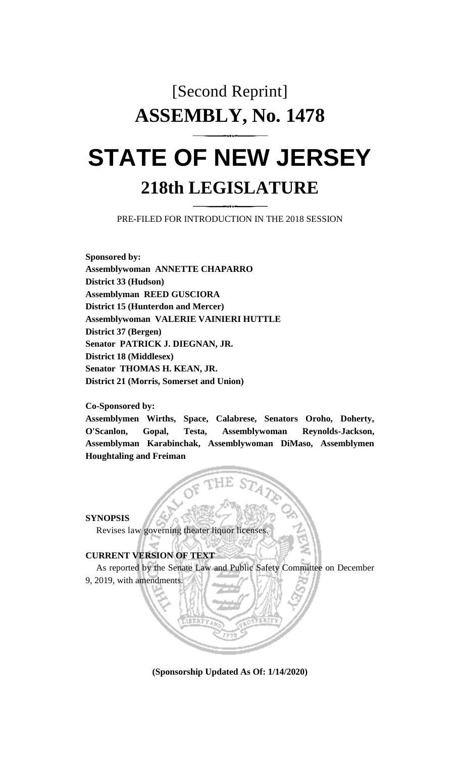# [Second Reprint]

# ASSEMBLY, No. 1478

# STATE OF NEW JERSEY

## 218th LEGISLATURE

PRE-FILED FOR INTRODUCTION IN THE 2018 SESSION

**Sponsored by:**
**Assemblywoman ANNETTE CHAPARRO**
**District 33 (Hudson)**
**Assemblyman REED GUSCIORA**
**District 15 (Hunterdon and Mercer)**
**Assemblywoman VALERIE VAINIERI HUTTLE**
**District 37 (Bergen)**
**Senator PATRICK J. DIEGNAN, JR.**
**District 18 (Middlesex)**
**Senator THOMAS H. KEAN, JR.**
**District 21 (Morris, Somerset and Union)**

**Co-Sponsored by:**
**Assemblymen Wirths, Space, Calabrese, Senators Oroho, Doherty, O'Scanlon, Gopal, Testa, Assemblywoman Reynolds-Jackson, Assemblyman Karabinchak, Assemblywoman DiMaso, Assemblymen Houghtaling and Freiman**

**SYNOPSIS**

Revises law governing theater liquor licenses.

**CURRENT VERSION OF TEXT**

As reported by the Senate Law and Public Safety Committee on December 9, 2019, with amendments.

**(Sponsorship Updated As Of: 1/14/2020)**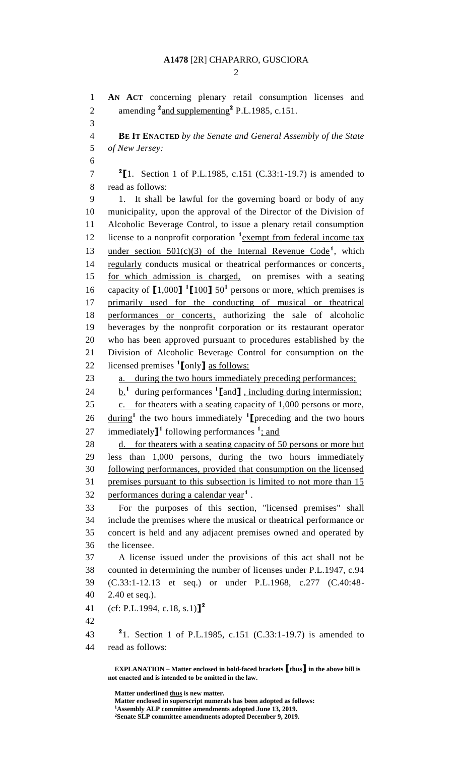**AN ACT** concerning plenary retail consumption licenses and amending [2]and supplementing[2] P.L.1985, c.151.

**BE IT ENACTED** *by the Senate and General Assembly of the State of New Jersey:*

[2]**[**1. Section 1 of P.L.1985, c.151 (C.33:1-19.7) is amended to read as follows:

1. It shall be lawful for the governing board or body of any municipality, upon the approval of the Director of the Division of Alcoholic Beverage Control, to issue a plenary retail consumption license to a nonprofit corporation [1]exempt from federal income tax under section 501(c)(3) of the Internal Revenue Code[1], which regularly conducts musical or theatrical performances or concerts, for which admission is charged, on premises with a seating capacity of **[**1,000**]** [1]**[**100**]** 50[1] persons or more, which premises is primarily used for the conducting of musical or theatrical performances or concerts, authorizing the sale of alcoholic beverages by the nonprofit corporation or its restaurant operator who has been approved pursuant to procedures established by the Division of Alcoholic Beverage Control for consumption on the licensed premises [1]**[**only**]** as follows:

a. during the two hours immediately preceding performances;

b.[1] during performances [1]**[**and**]** , including during intermission;

c. for theaters with a seating capacity of 1,000 persons or more, during[1] the two hours immediately [1]**[**preceding and the two hours immediately**]**[1] following performances [1]; and

d. for theaters with a seating capacity of 50 persons or more but less than 1,000 persons, during the two hours immediately following performances, provided that consumption on the licensed premises pursuant to this subsection is limited to not more than 15 performances during a calendar year[1] .

For the purposes of this section, "licensed premises" shall include the premises where the musical or theatrical performance or concert is held and any adjacent premises owned and operated by the licensee.

A license issued under the provisions of this act shall not be counted in determining the number of licenses under P.L.1947, c.94 (C.33:1-12.13 et seq.) or under P.L.1968, c.277 (C.40:48-2.40 et seq.).

(cf: P.L.1994, c.18, s.1)**]**[2]

[2]1. Section 1 of P.L.1985, c.151 (C.33:1-19.7) is amended to read as follows:

**EXPLANATION – Matter enclosed in bold-faced brackets [thus] in the above bill is not enacted and is intended to be omitted in the law.**

**Matter underlined thus is new matter.**
**Matter enclosed in superscript numerals has been adopted as follows:**
[1]**Assembly ALP committee amendments adopted June 13, 2019.**
[2]**Senate SLP committee amendments adopted December 9, 2019.**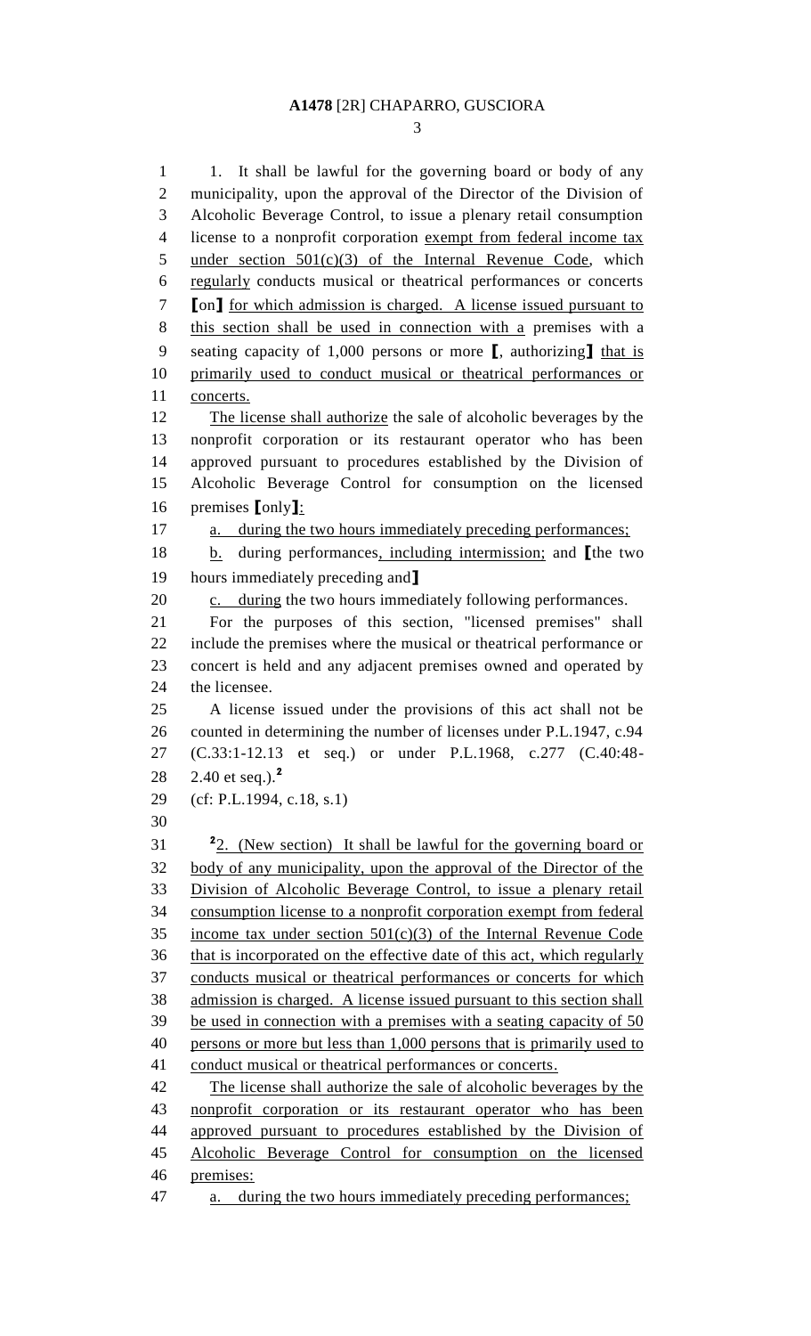1. It shall be lawful for the governing board or body of any municipality, upon the approval of the Director of the Division of Alcoholic Beverage Control, to issue a plenary retail consumption license to a nonprofit corporation exempt from federal income tax under section 501(c)(3) of the Internal Revenue Code, which regularly conducts musical or theatrical performances or concerts [on] for which admission is charged. A license issued pursuant to this section shall be used in connection with a premises with a seating capacity of 1,000 persons or more [, authorizing] that is primarily used to conduct musical or theatrical performances or concerts.

The license shall authorize the sale of alcoholic beverages by the nonprofit corporation or its restaurant operator who has been approved pursuant to procedures established by the Division of Alcoholic Beverage Control for consumption on the licensed premises [only]:

a. during the two hours immediately preceding performances;

b. during performances, including intermission; and [the two hours immediately preceding and]

c. during the two hours immediately following performances.

For the purposes of this section, "licensed premises" shall include the premises where the musical or theatrical performance or concert is held and any adjacent premises owned and operated by the licensee.

A license issued under the provisions of this act shall not be counted in determining the number of licenses under P.L.1947, c.94 (C.33:1-12.13 et seq.) or under P.L.1968, c.277 (C.40:48-2.40 et seq.).[2]

(cf: P.L.1994, c.18, s.1)

[2]2. (New section) It shall be lawful for the governing board or body of any municipality, upon the approval of the Director of the Division of Alcoholic Beverage Control, to issue a plenary retail consumption license to a nonprofit corporation exempt from federal income tax under section 501(c)(3) of the Internal Revenue Code that is incorporated on the effective date of this act, which regularly conducts musical or theatrical performances or concerts for which admission is charged. A license issued pursuant to this section shall be used in connection with a premises with a seating capacity of 50 persons or more but less than 1,000 persons that is primarily used to conduct musical or theatrical performances or concerts.

The license shall authorize the sale of alcoholic beverages by the nonprofit corporation or its restaurant operator who has been approved pursuant to procedures established by the Division of Alcoholic Beverage Control for consumption on the licensed premises:

a. during the two hours immediately preceding performances;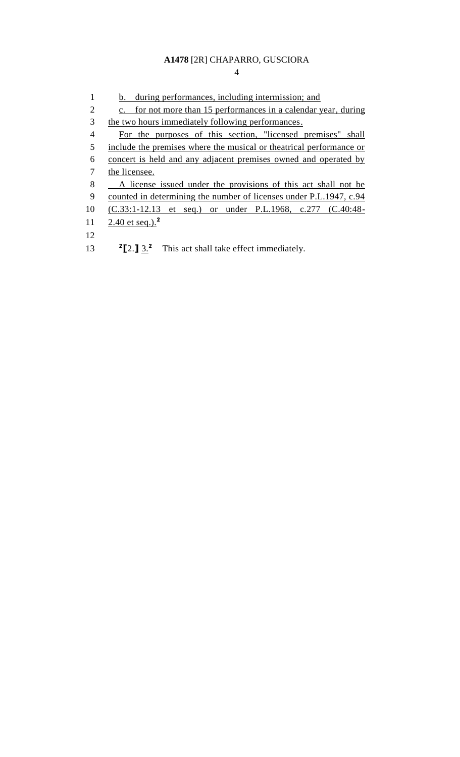b. during performances, including intermission; and

c. for not more than 15 performances in a calendar year, during the two hours immediately following performances.

For the purposes of this section, "licensed premises" shall include the premises where the musical or theatrical performance or concert is held and any adjacent premises owned and operated by the licensee.

A license issued under the provisions of this act shall not be counted in determining the number of licenses under P.L.1947, c.94 (C.33:1-12.13 et seq.) or under P.L.1968, c.277 (C.40:48-2.40 et seq.).[2]

[2][2.] 3.[2] This act shall take effect immediately.